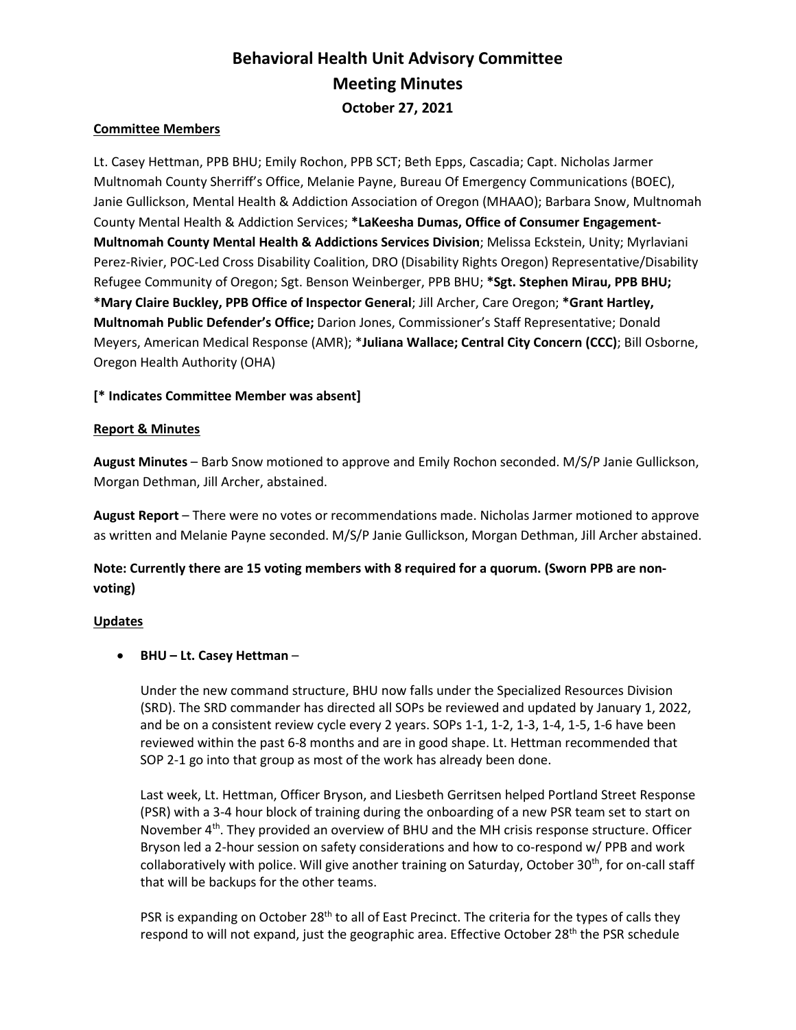# Behavioral Health Unit Advisory Committee
# Meeting Minutes
### October 27, 2021

**Committee Members**

Lt. Casey Hettman, PPB BHU; Emily Rochon, PPB SCT; Beth Epps, Cascadia; Capt. Nicholas Jarmer Multnomah County Sherriff's Office, Melanie Payne, Bureau Of Emergency Communications (BOEC), Janie Gullickson, Mental Health & Addiction Association of Oregon (MHAAO); Barbara Snow, Multnomah County Mental Health & Addiction Services; **\*LaKeesha Dumas, Office of Consumer Engagement-Multnomah County Mental Health & Addictions Services Division**; Melissa Eckstein, Unity; Myrlaviani Perez-Rivier, POC-Led Cross Disability Coalition, DRO (Disability Rights Oregon) Representative/Disability Refugee Community of Oregon; Sgt. Benson Weinberger, PPB BHU; **\*Sgt. Stephen Mirau, PPB BHU; \*Mary Claire Buckley, PPB Office of Inspector General**; Jill Archer, Care Oregon; **\*Grant Hartley, Multnomah Public Defender's Office;** Darion Jones, Commissioner's Staff Representative; Donald Meyers, American Medical Response (AMR); \***Juliana Wallace; Central City Concern (CCC)**; Bill Osborne, Oregon Health Authority (OHA)

**[\* Indicates Committee Member was absent]**

**Report & Minutes**

**August Minutes** – Barb Snow motioned to approve and Emily Rochon seconded. M/S/P Janie Gullickson, Morgan Dethman, Jill Archer, abstained.

**August Report** – There were no votes or recommendations made. Nicholas Jarmer motioned to approve as written and Melanie Payne seconded. M/S/P Janie Gullickson, Morgan Dethman, Jill Archer abstained.

**Note: Currently there are 15 voting members with 8 required for a quorum. (Sworn PPB are non-voting)**

**Updates**

- **BHU – Lt. Casey Hettman** –

  Under the new command structure, BHU now falls under the Specialized Resources Division (SRD). The SRD commander has directed all SOPs be reviewed and updated by January 1, 2022, and be on a consistent review cycle every 2 years. SOPs 1-1, 1-2, 1-3, 1-4, 1-5, 1-6 have been reviewed within the past 6-8 months and are in good shape. Lt. Hettman recommended that SOP 2-1 go into that group as most of the work has already been done.

  Last week, Lt. Hettman, Officer Bryson, and Liesbeth Gerritsen helped Portland Street Response (PSR) with a 3-4 hour block of training during the onboarding of a new PSR team set to start on November 4th. They provided an overview of BHU and the MH crisis response structure. Officer Bryson led a 2-hour session on safety considerations and how to co-respond w/ PPB and work collaboratively with police. Will give another training on Saturday, October 30th, for on-call staff that will be backups for the other teams.

  PSR is expanding on October 28th to all of East Precinct. The criteria for the types of calls they respond to will not expand, just the geographic area. Effective October 28th the PSR schedule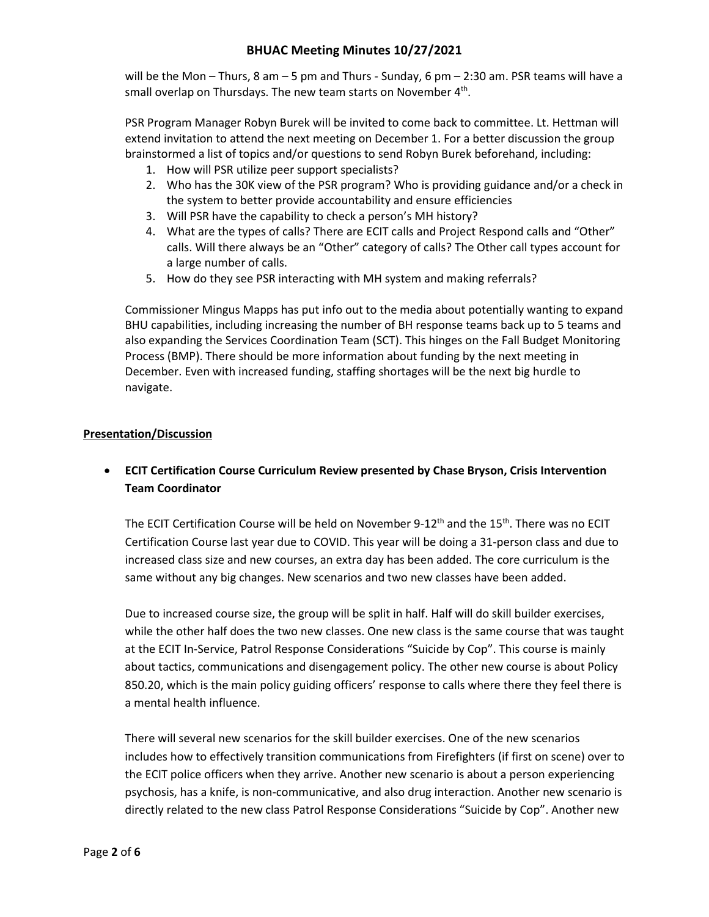will be the Mon – Thurs, 8 am – 5 pm and Thurs - Sunday, 6 pm – 2:30 am. PSR teams will have a small overlap on Thursdays. The new team starts on November 4th.

PSR Program Manager Robyn Burek will be invited to come back to committee. Lt. Hettman will extend invitation to attend the next meeting on December 1. For a better discussion the group brainstormed a list of topics and/or questions to send Robyn Burek beforehand, including:

1. How will PSR utilize peer support specialists?
2. Who has the 30K view of the PSR program? Who is providing guidance and/or a check in the system to better provide accountability and ensure efficiencies
3. Will PSR have the capability to check a person's MH history?
4. What are the types of calls? There are ECIT calls and Project Respond calls and "Other" calls. Will there always be an "Other" category of calls? The Other call types account for a large number of calls.
5. How do they see PSR interacting with MH system and making referrals?

Commissioner Mingus Mapps has put info out to the media about potentially wanting to expand BHU capabilities, including increasing the number of BH response teams back up to 5 teams and also expanding the Services Coordination Team (SCT). This hinges on the Fall Budget Monitoring Process (BMP). There should be more information about funding by the next meeting in December. Even with increased funding, staffing shortages will be the next big hurdle to navigate.

## Presentation/Discussion

- **ECIT Certification Course Curriculum Review presented by Chase Bryson, Crisis Intervention Team Coordinator**

  The ECIT Certification Course will be held on November 9-12th and the 15th. There was no ECIT Certification Course last year due to COVID. This year will be doing a 31-person class and due to increased class size and new courses, an extra day has been added. The core curriculum is the same without any big changes. New scenarios and two new classes have been added.

  Due to increased course size, the group will be split in half. Half will do skill builder exercises, while the other half does the two new classes. One new class is the same course that was taught at the ECIT In-Service, Patrol Response Considerations "Suicide by Cop". This course is mainly about tactics, communications and disengagement policy. The other new course is about Policy 850.20, which is the main policy guiding officers' response to calls where there they feel there is a mental health influence.

  There will several new scenarios for the skill builder exercises. One of the new scenarios includes how to effectively transition communications from Firefighters (if first on scene) over to the ECIT police officers when they arrive. Another new scenario is about a person experiencing psychosis, has a knife, is non-communicative, and also drug interaction. Another new scenario is directly related to the new class Patrol Response Considerations "Suicide by Cop". Another new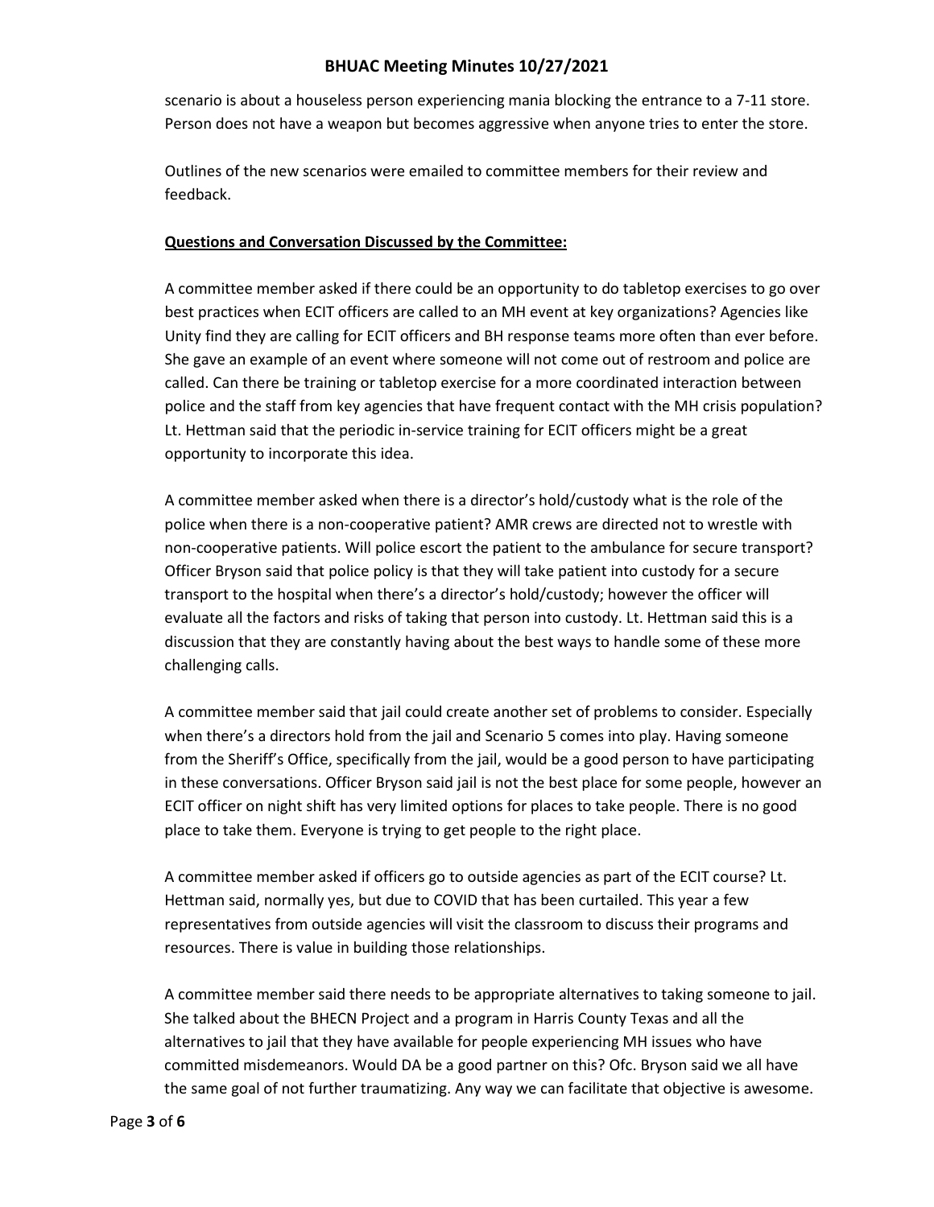scenario is about a houseless person experiencing mania blocking the entrance to a 7-11 store. Person does not have a weapon but becomes aggressive when anyone tries to enter the store.

Outlines of the new scenarios were emailed to committee members for their review and feedback.

**Questions and Conversation Discussed by the Committee:**

A committee member asked if there could be an opportunity to do tabletop exercises to go over best practices when ECIT officers are called to an MH event at key organizations? Agencies like Unity find they are calling for ECIT officers and BH response teams more often than ever before. She gave an example of an event where someone will not come out of restroom and police are called. Can there be training or tabletop exercise for a more coordinated interaction between police and the staff from key agencies that have frequent contact with the MH crisis population? Lt. Hettman said that the periodic in-service training for ECIT officers might be a great opportunity to incorporate this idea.

A committee member asked when there is a director's hold/custody what is the role of the police when there is a non-cooperative patient? AMR crews are directed not to wrestle with non-cooperative patients. Will police escort the patient to the ambulance for secure transport? Officer Bryson said that police policy is that they will take patient into custody for a secure transport to the hospital when there's a director's hold/custody; however the officer will evaluate all the factors and risks of taking that person into custody. Lt. Hettman said this is a discussion that they are constantly having about the best ways to handle some of these more challenging calls.

A committee member said that jail could create another set of problems to consider. Especially when there's a directors hold from the jail and Scenario 5 comes into play. Having someone from the Sheriff's Office, specifically from the jail, would be a good person to have participating in these conversations. Officer Bryson said jail is not the best place for some people, however an ECIT officer on night shift has very limited options for places to take people. There is no good place to take them. Everyone is trying to get people to the right place.

A committee member asked if officers go to outside agencies as part of the ECIT course? Lt. Hettman said, normally yes, but due to COVID that has been curtailed. This year a few representatives from outside agencies will visit the classroom to discuss their programs and resources. There is value in building those relationships.

A committee member said there needs to be appropriate alternatives to taking someone to jail. She talked about the BHECN Project and a program in Harris County Texas and all the alternatives to jail that they have available for people experiencing MH issues who have committed misdemeanors. Would DA be a good partner on this? Ofc. Bryson said we all have the same goal of not further traumatizing. Any way we can facilitate that objective is awesome.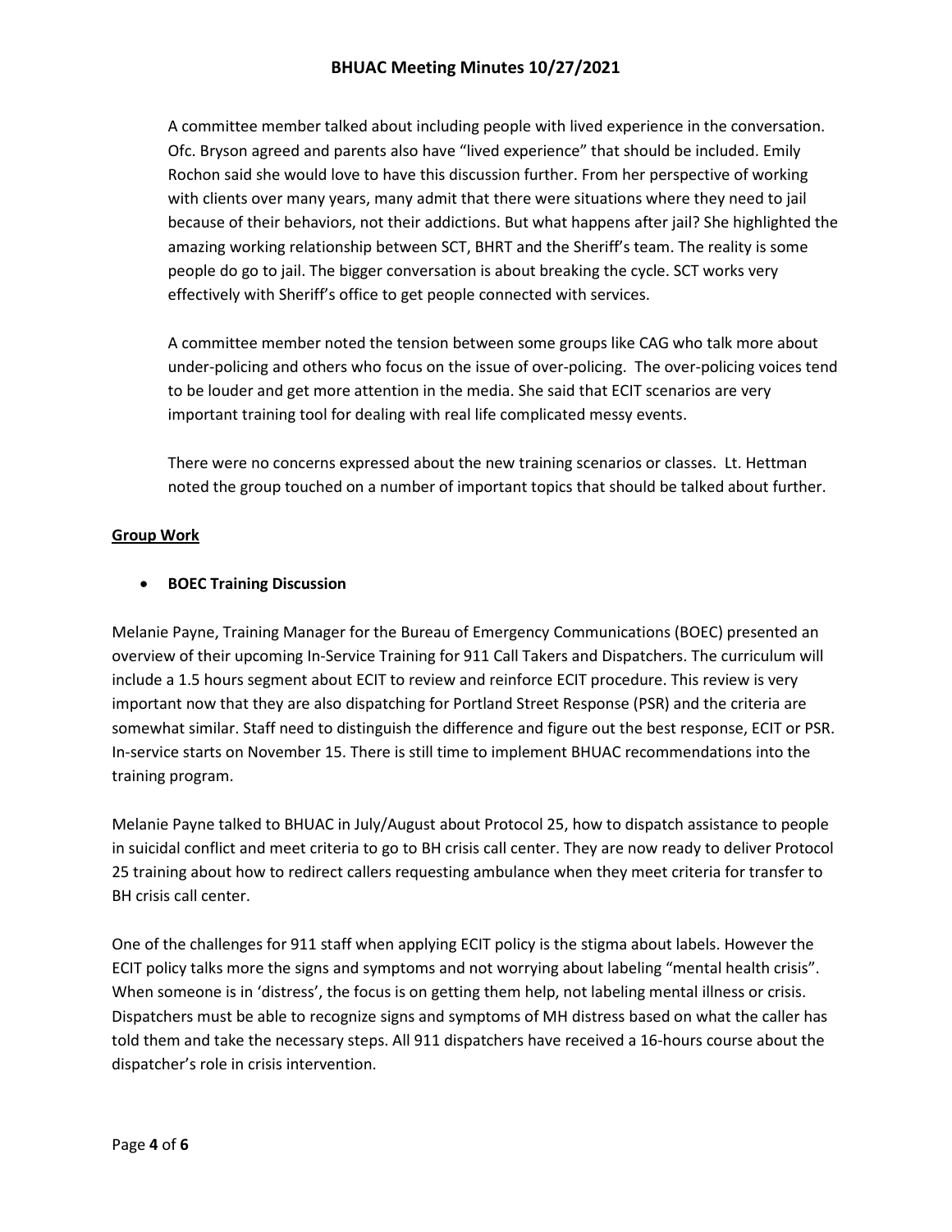A committee member talked about including people with lived experience in the conversation. Ofc. Bryson agreed and parents also have "lived experience" that should be included. Emily Rochon said she would love to have this discussion further. From her perspective of working with clients over many years, many admit that there were situations where they need to jail because of their behaviors, not their addictions. But what happens after jail? She highlighted the amazing working relationship between SCT, BHRT and the Sheriff's team. The reality is some people do go to jail. The bigger conversation is about breaking the cycle. SCT works very effectively with Sheriff's office to get people connected with services.

A committee member noted the tension between some groups like CAG who talk more about under-policing and others who focus on the issue of over-policing. The over-policing voices tend to be louder and get more attention in the media. She said that ECIT scenarios are very important training tool for dealing with real life complicated messy events.

There were no concerns expressed about the new training scenarios or classes. Lt. Hettman noted the group touched on a number of important topics that should be talked about further.

**Group Work**

- **BOEC Training Discussion**

Melanie Payne, Training Manager for the Bureau of Emergency Communications (BOEC) presented an overview of their upcoming In-Service Training for 911 Call Takers and Dispatchers. The curriculum will include a 1.5 hours segment about ECIT to review and reinforce ECIT procedure. This review is very important now that they are also dispatching for Portland Street Response (PSR) and the criteria are somewhat similar. Staff need to distinguish the difference and figure out the best response, ECIT or PSR. In-service starts on November 15. There is still time to implement BHUAC recommendations into the training program.

Melanie Payne talked to BHUAC in July/August about Protocol 25, how to dispatch assistance to people in suicidal conflict and meet criteria to go to BH crisis call center. They are now ready to deliver Protocol 25 training about how to redirect callers requesting ambulance when they meet criteria for transfer to BH crisis call center.

One of the challenges for 911 staff when applying ECIT policy is the stigma about labels. However the ECIT policy talks more the signs and symptoms and not worrying about labeling "mental health crisis". When someone is in 'distress', the focus is on getting them help, not labeling mental illness or crisis. Dispatchers must be able to recognize signs and symptoms of MH distress based on what the caller has told them and take the necessary steps. All 911 dispatchers have received a 16-hours course about the dispatcher's role in crisis intervention.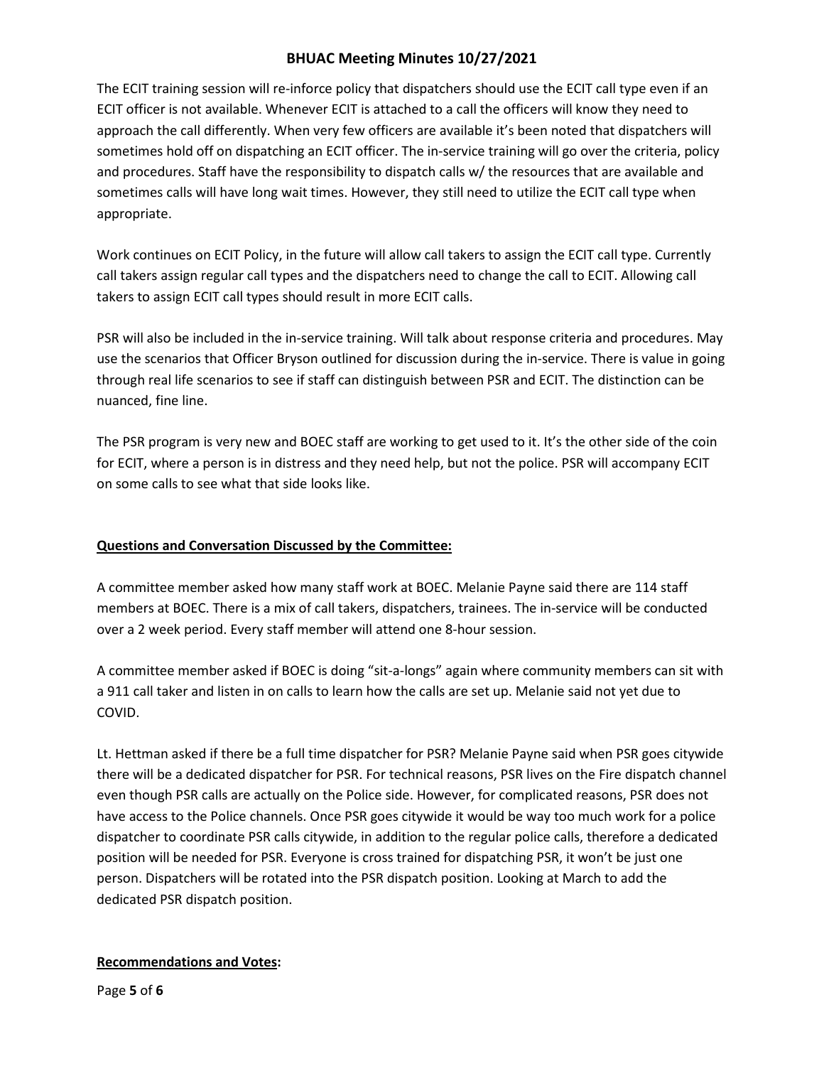The ECIT training session will re-inforce policy that dispatchers should use the ECIT call type even if an ECIT officer is not available. Whenever ECIT is attached to a call the officers will know they need to approach the call differently. When very few officers are available it's been noted that dispatchers will sometimes hold off on dispatching an ECIT officer. The in-service training will go over the criteria, policy and procedures. Staff have the responsibility to dispatch calls w/ the resources that are available and sometimes calls will have long wait times. However, they still need to utilize the ECIT call type when appropriate.

Work continues on ECIT Policy, in the future will allow call takers to assign the ECIT call type. Currently call takers assign regular call types and the dispatchers need to change the call to ECIT. Allowing call takers to assign ECIT call types should result in more ECIT calls.

PSR will also be included in the in-service training. Will talk about response criteria and procedures. May use the scenarios that Officer Bryson outlined for discussion during the in-service. There is value in going through real life scenarios to see if staff can distinguish between PSR and ECIT. The distinction can be nuanced, fine line.

The PSR program is very new and BOEC staff are working to get used to it. It's the other side of the coin for ECIT, where a person is in distress and they need help, but not the police. PSR will accompany ECIT on some calls to see what that side looks like.

**Questions and Conversation Discussed by the Committee:**

A committee member asked how many staff work at BOEC. Melanie Payne said there are 114 staff members at BOEC. There is a mix of call takers, dispatchers, trainees. The in-service will be conducted over a 2 week period. Every staff member will attend one 8-hour session.

A committee member asked if BOEC is doing "sit-a-longs" again where community members can sit with a 911 call taker and listen in on calls to learn how the calls are set up. Melanie said not yet due to COVID.

Lt. Hettman asked if there be a full time dispatcher for PSR? Melanie Payne said when PSR goes citywide there will be a dedicated dispatcher for PSR. For technical reasons, PSR lives on the Fire dispatch channel even though PSR calls are actually on the Police side. However, for complicated reasons, PSR does not have access to the Police channels. Once PSR goes citywide it would be way too much work for a police dispatcher to coordinate PSR calls citywide, in addition to the regular police calls, therefore a dedicated position will be needed for PSR. Everyone is cross trained for dispatching PSR, it won't be just one person. Dispatchers will be rotated into the PSR dispatch position. Looking at March to add the dedicated PSR dispatch position.

**Recommendations and Votes:**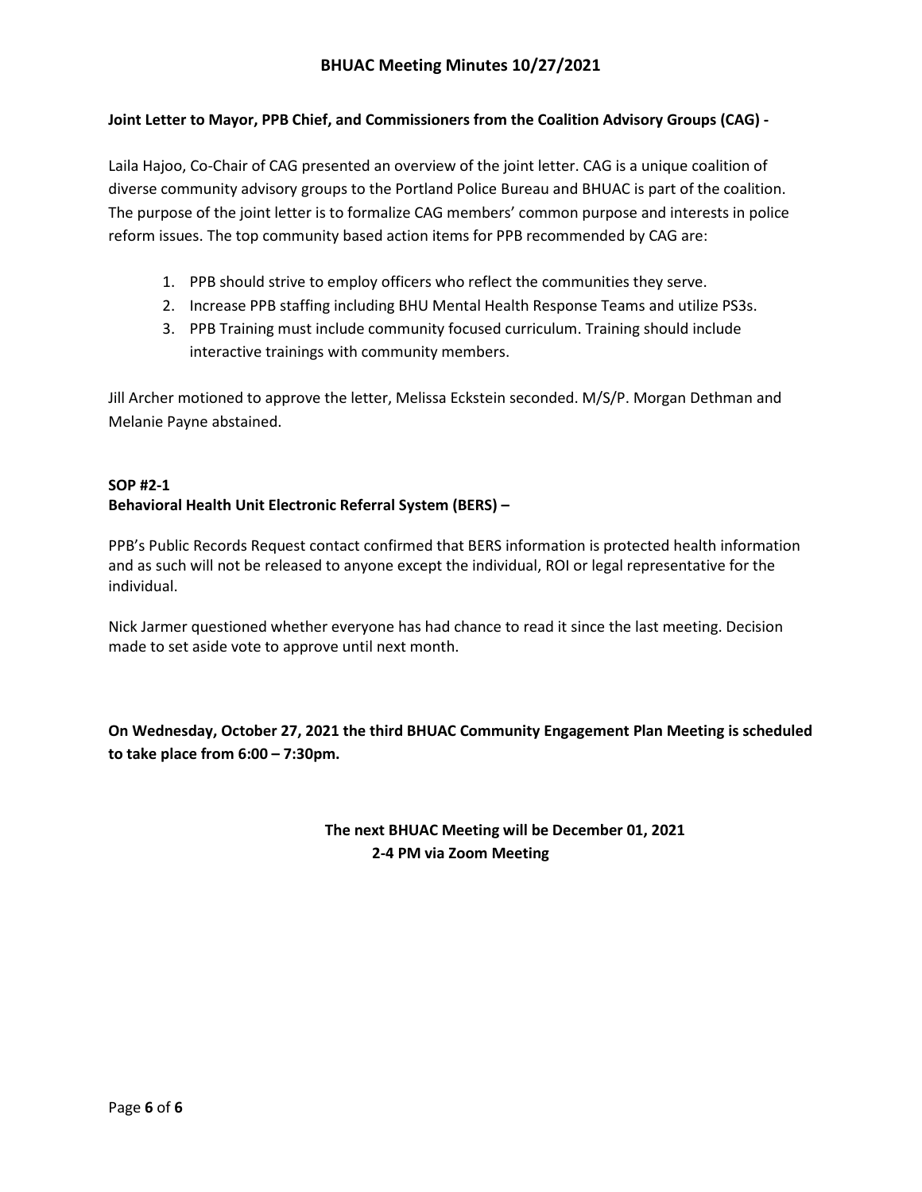**Joint Letter to Mayor, PPB Chief, and Commissioners from the Coalition Advisory Groups (CAG) -**

Laila Hajoo, Co-Chair of CAG presented an overview of the joint letter. CAG is a unique coalition of diverse community advisory groups to the Portland Police Bureau and BHUAC is part of the coalition. The purpose of the joint letter is to formalize CAG members' common purpose and interests in police reform issues. The top community based action items for PPB recommended by CAG are:

1. PPB should strive to employ officers who reflect the communities they serve.
2. Increase PPB staffing including BHU Mental Health Response Teams and utilize PS3s.
3. PPB Training must include community focused curriculum. Training should include interactive trainings with community members.

Jill Archer motioned to approve the letter, Melissa Eckstein seconded. M/S/P. Morgan Dethman and Melanie Payne abstained.

**SOP #2-1**
**Behavioral Health Unit Electronic Referral System (BERS) –**

PPB's Public Records Request contact confirmed that BERS information is protected health information and as such will not be released to anyone except the individual, ROI or legal representative for the individual.

Nick Jarmer questioned whether everyone has had chance to read it since the last meeting. Decision made to set aside vote to approve until next month.

**On Wednesday, October 27, 2021 the third BHUAC Community Engagement Plan Meeting is scheduled to take place from 6:00 – 7:30pm.**

**The next BHUAC Meeting will be December 01, 2021**
**2-4 PM via Zoom Meeting**